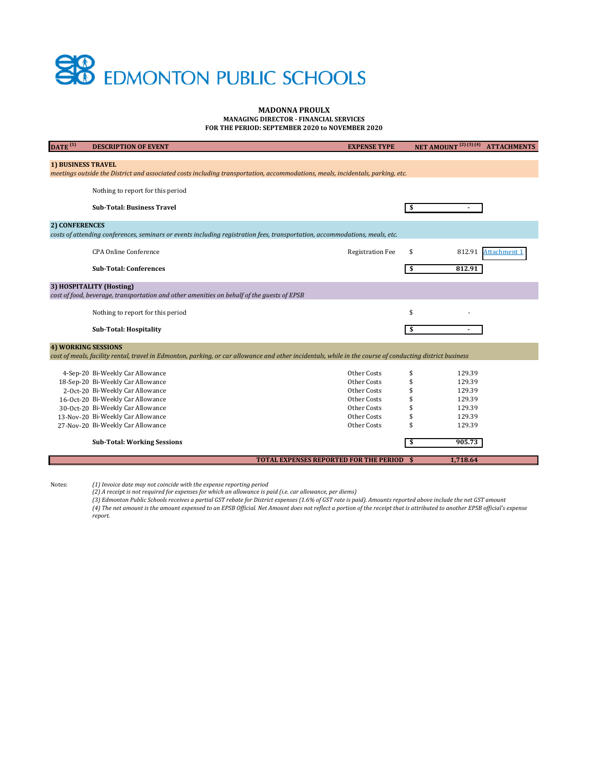# EDMONTON PUBLIC SCHOOLS

**MADONNA PROULX**
**MANAGING DIRECTOR - FINANCIAL SERVICES**
**FOR THE PERIOD: SEPTEMBER 2020 to NOVEMBER 2020**

| DATE [1] | DESCRIPTION OF EVENT | EXPENSE TYPE | NET AMOUNT [2] [3] [4] | ATTACHMENTS |
|---|---|---|---|---|
| **1) BUSINESS TRAVEL** | | | | |
| *meetings outside the District and associated costs including transportation, accommodations, meals, incidentals, parking, etc.* | | | | |
| | Nothing to report for this period | | | |
| | **Sub-Total: Business Travel** | | **$ -** | |
| **2) CONFERENCES** | | | | |
| *costs of attending conferences, seminars or events including registration fees, transportation, accommodations, meals, etc.* | | | | |
| | CPA Online Conference | Registration Fee | $ 812.91 | Attachment 1 |
| | **Sub-Total: Conferences** | | **$ 812.91** | |
| **3) HOSPITALITY (Hosting)** | | | | |
| *cost of food, beverage, transportation and other amenities on behalf of the guests of EPSB* | | | | |
| | Nothing to report for this period | | $ - | |
| | **Sub-Total: Hospitality** | | **$ -** | |
| **4) WORKING SESSIONS** | | | | |
| *cost of meals, facility rental, travel in Edmonton, parking, or car allowance and other incidentals, while in the course of conducting district business* | | | | |
| 4-Sep-20 | Bi-Weekly Car Allowance | Other Costs | $ 129.39 | |
| 18-Sep-20 | Bi-Weekly Car Allowance | Other Costs | $ 129.39 | |
| 2-Oct-20 | Bi-Weekly Car Allowance | Other Costs | $ 129.39 | |
| 16-Oct-20 | Bi-Weekly Car Allowance | Other Costs | $ 129.39 | |
| 30-Oct-20 | Bi-Weekly Car Allowance | Other Costs | $ 129.39 | |
| 13-Nov-20 | Bi-Weekly Car Allowance | Other Costs | $ 129.39 | |
| 27-Nov-20 | Bi-Weekly Car Allowance | Other Costs | $ 129.39 | |
| | **Sub-Total: Working Sessions** | | **$ 905.73** | |
| | | **TOTAL EXPENSES REPORTED FOR THE PERIOD** | **$ 1,718.64** | |

Notes:

*(1) Invoice date may not coincide with the expense reporting period*
*(2) A receipt is not required for expenses for which an allowance is paid (i.e. car allowance, per diems)*
*(3) Edmonton Public Schools receives a partial GST rebate for District expenses (1.6% of GST rate is paid). Amounts reported above include the net GST amount*
*(4) The net amount is the amount expensed to an EPSB Official. Net Amount does not reflect a portion of the receipt that is attributed to another EPSB official's expense report.*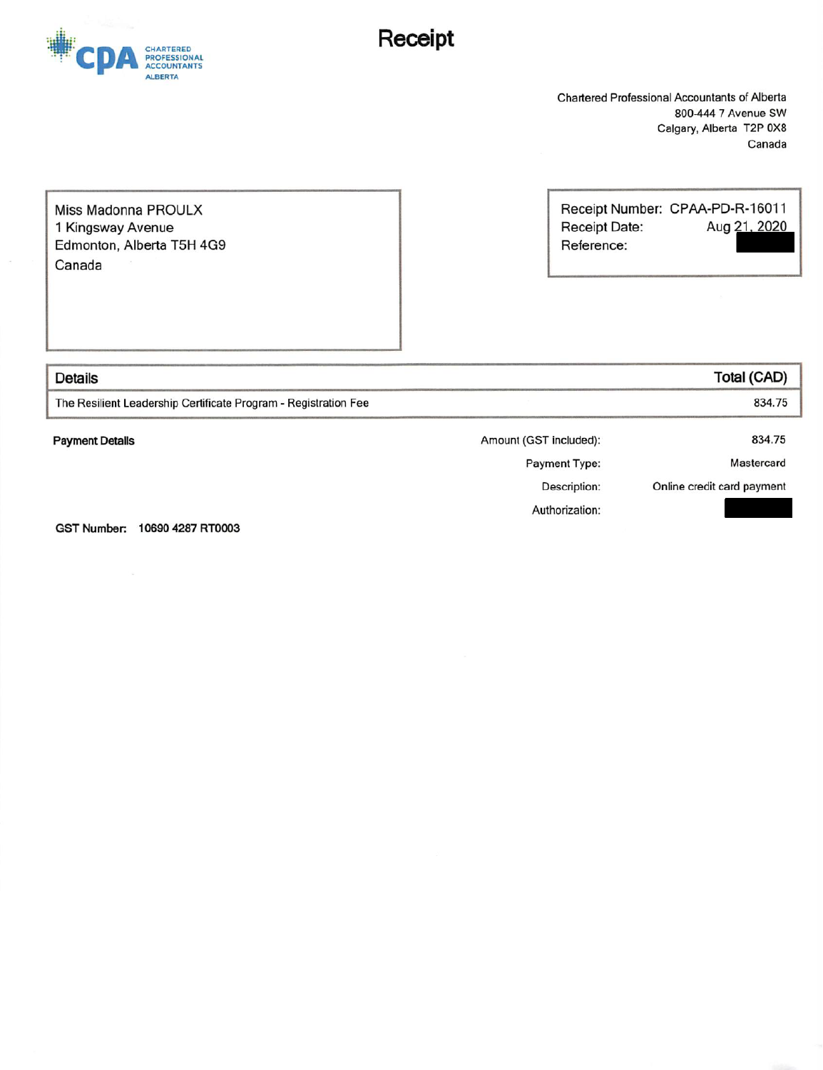# Receipt

CPA CHARTERED PROFESSIONAL ACCOUNTANTS ALBERTA

Chartered Professional Accountants of Alberta
800-444 7 Avenue SW
Calgary, Alberta T2P 0X8
Canada

Miss Madonna PROULX
1 Kingsway Avenue
Edmonton, Alberta T5H 4G9
Canada

Receipt Number: CPAA-PD-R-16011
Receipt Date: Aug 21, 2020
Reference:

| Details | Total (CAD) |
| --- | --- |
| The Resilient Leadership Certificate Program - Registration Fee | 834.75 |

**Payment Details**

| | |
| --- | --- |
| Amount (GST included): | 834.75 |
| Payment Type: | Mastercard |
| Description: | Online credit card payment |
| Authorization: | |

**GST Number: 10690 4287 RT0003**